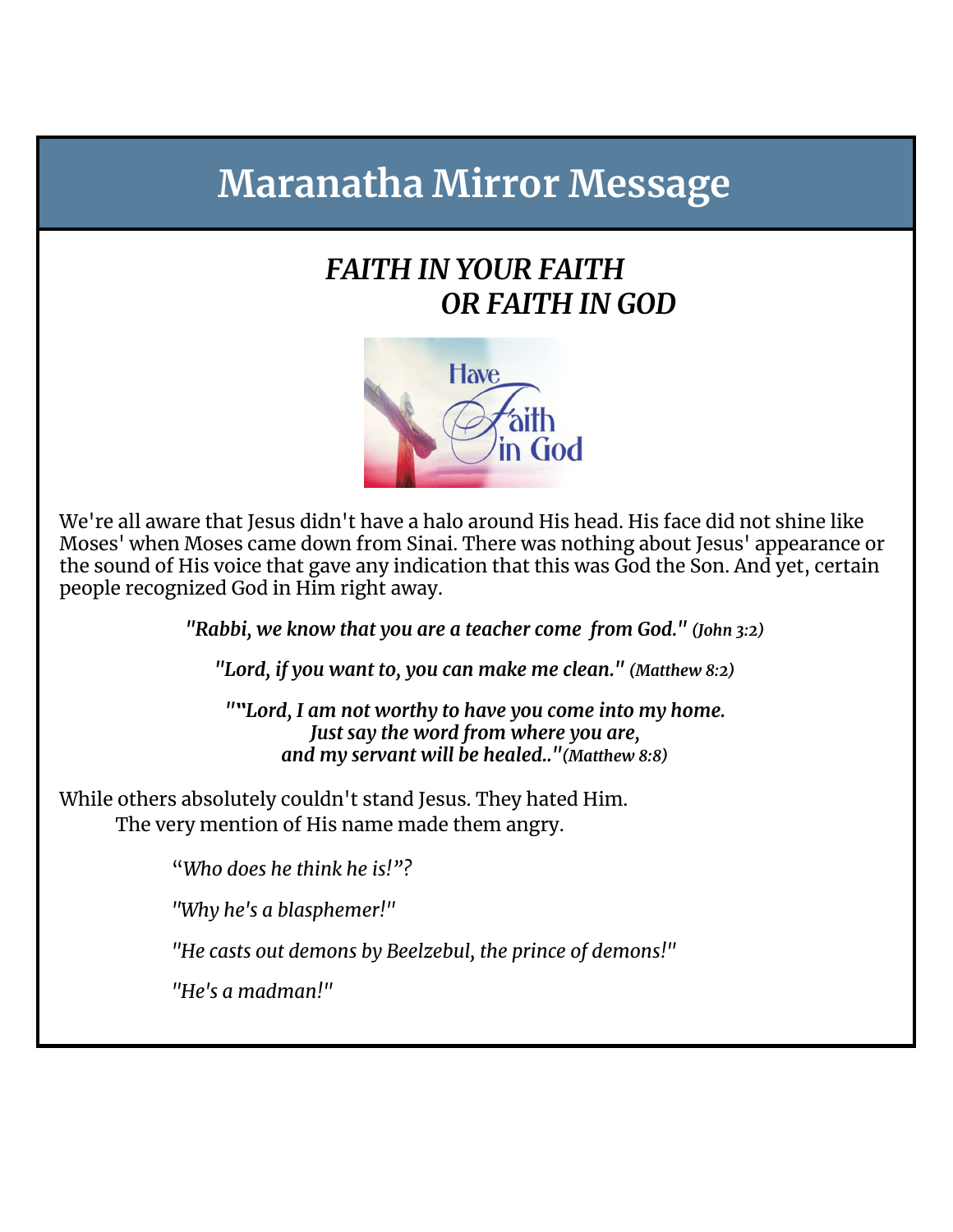# Maranatha Mirror Message

## *FAITH IN YOUR FAITH*
## *OR FAITH IN GOD*

We're all aware that Jesus didn't have a halo around His head. His face did not shine like Moses' when Moses came down from Sinai. There was nothing about Jesus' appearance or the sound of His voice that gave any indication that this was God the Son. And yet, certain people recognized God in Him right away.

***"Rabbi, we know that you are a teacher come  from God." (John 3:2)***

***"Lord, if you want to, you can make me clean." (Matthew 8:2)***

***""Lord, I am not worthy to have you come into my home.***
***Just say the word from where you are,***
***and my servant will be healed.."(Matthew 8:8)***

While others absolutely couldn't stand Jesus. They hated Him.
The very mention of His name made them angry.

"*Who does he think he is!"?*

*"Why he's a blasphemer!"*

*"He casts out demons by Beelzebul, the prince of demons!"*

*"He's a madman!"*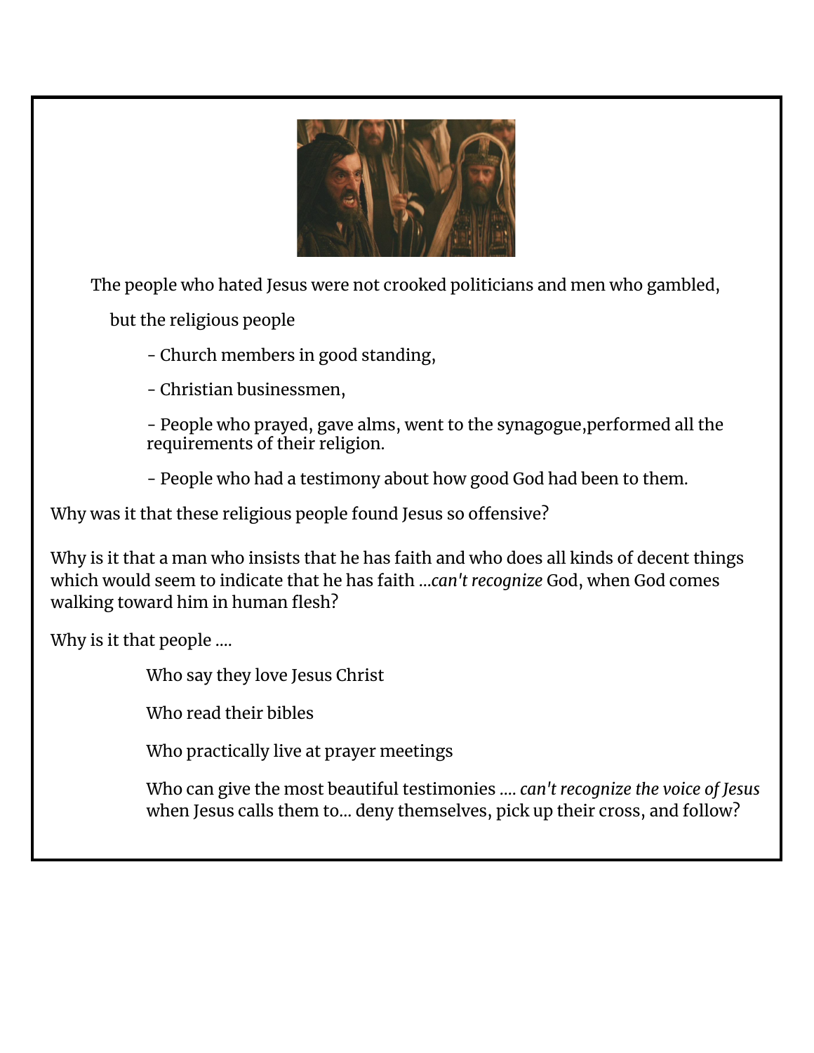The people who hated Jesus were not crooked politicians and men who gambled,

but the religious people

- Church members in good standing,
- Christian businessmen,
- People who prayed, gave alms, went to the synagogue,performed all the requirements of their religion.
- People who had a testimony about how good God had been to them.

Why was it that these religious people found Jesus so offensive?

Why is it that a man who insists that he has faith and who does all kinds of decent things which would seem to indicate that he has faith ...*can't recognize* God, when God comes walking toward him in human flesh?

Why is it that people ....

Who say they love Jesus Christ

Who read their bibles

Who practically live at prayer meetings

Who can give the most beautiful testimonies .... *can't recognize the voice of Jesus* when Jesus calls them to... deny themselves, pick up their cross, and follow?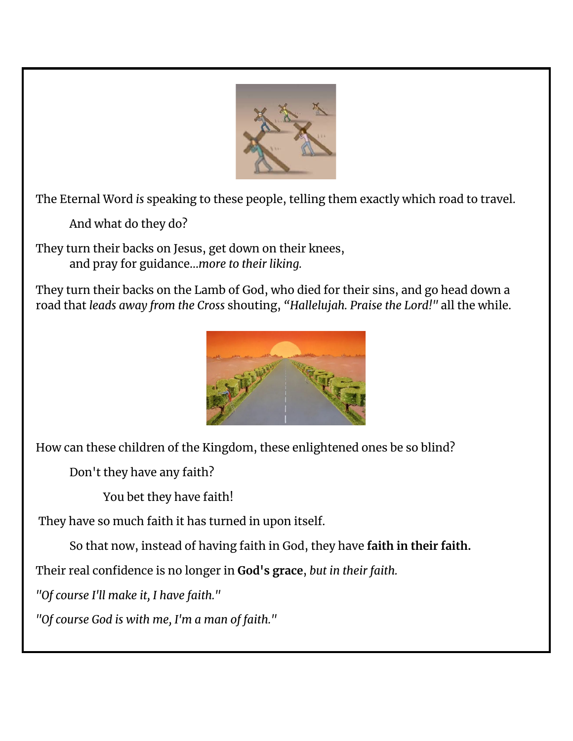The Eternal Word *is* speaking to these people, telling them exactly which road to travel.

And what do they do?

They turn their backs on Jesus, get down on their knees, and pray for guidance...*more to their liking.*

They turn their backs on the Lamb of God, who died for their sins, and go head down a road that *leads away from the Cross* shouting, *"Hallelujah. Praise the Lord!"* all the while.

How can these children of the Kingdom, these enlightened ones be so blind?

Don't they have any faith?

You bet they have faith!

They have so much faith it has turned in upon itself.

So that now, instead of having faith in God, they have **faith in their faith.**

Their real confidence is no longer in **God's grace**, *but in their faith.*

*"Of course I'll make it, I have faith."*

*"Of course God is with me, I'm a man of faith."*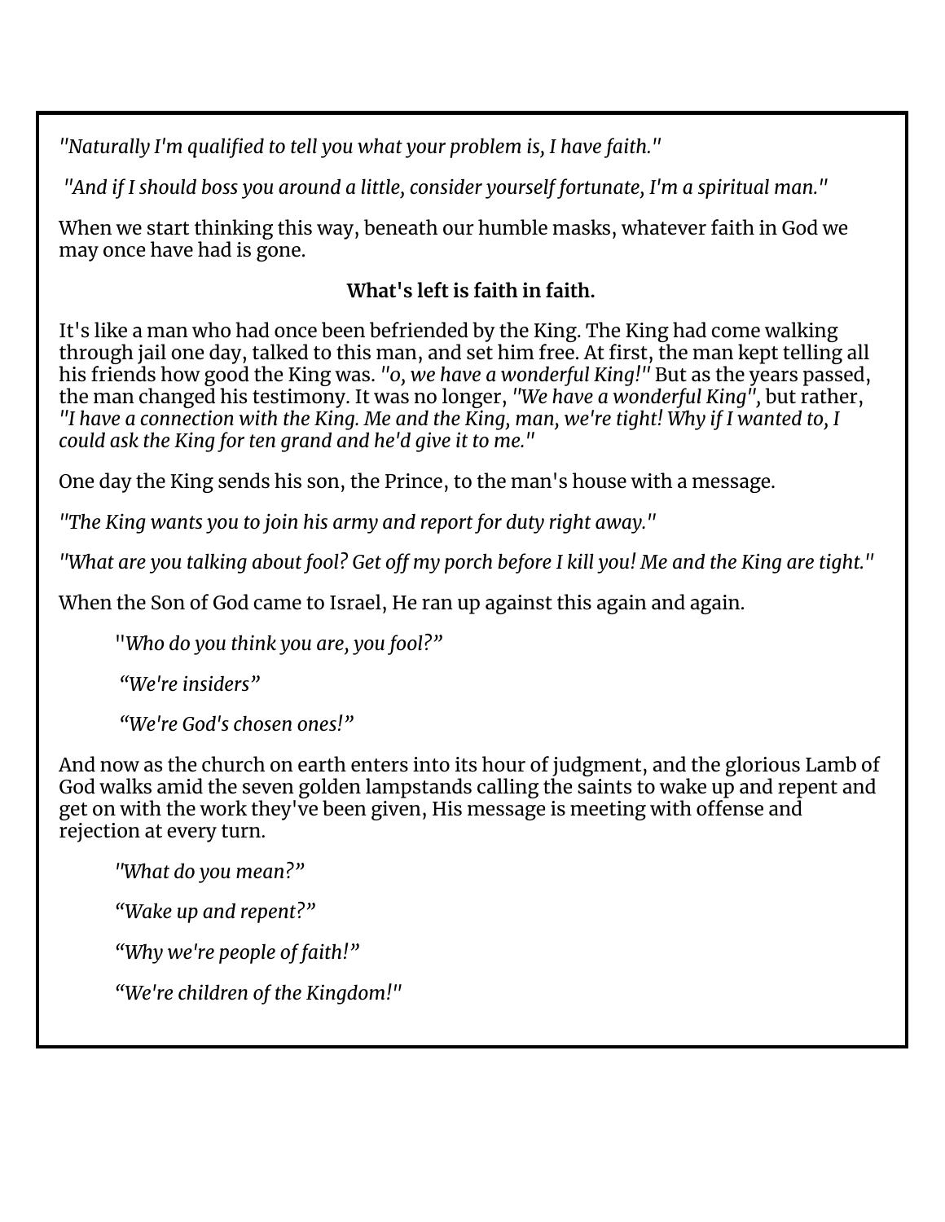*"Naturally I'm qualified to tell you what your problem is, I have faith."*

*"And if I should boss you around a little, consider yourself fortunate, I'm a spiritual man."*

When we start thinking this way, beneath our humble masks, whatever faith in God we may once have had is gone.

**What's left is faith in faith.**

It's like a man who had once been befriended by the King. The King had come walking through jail one day, talked to this man, and set him free. At first, the man kept telling all his friends how good the King was. *"o, we have a wonderful King!"* But as the years passed, the man changed his testimony. It was no longer, *"We have a wonderful King",* but rather, *"I have a connection with the King. Me and the King, man, we're tight! Why if I wanted to, I could ask the King for ten grand and he'd give it to me."*

One day the King sends his son, the Prince, to the man's house with a message.

*"The King wants you to join his army and report for duty right away."*

*"What are you talking about fool? Get off my porch before I kill you! Me and the King are tight."*

When the Son of God came to Israel, He ran up against this again and again.

> "*Who do you think you are, you fool?"*
>
> *"We're insiders"*
>
> *"We're God's chosen ones!"*

And now as the church on earth enters into its hour of judgment, and the glorious Lamb of God walks amid the seven golden lampstands calling the saints to wake up and repent and get on with the work they've been given, His message is meeting with offense and rejection at every turn.

> *"What do you mean?"*
>
> *"Wake up and repent?"*
>
> *"Why we're people of faith!"*
>
> *"We're children of the Kingdom!"*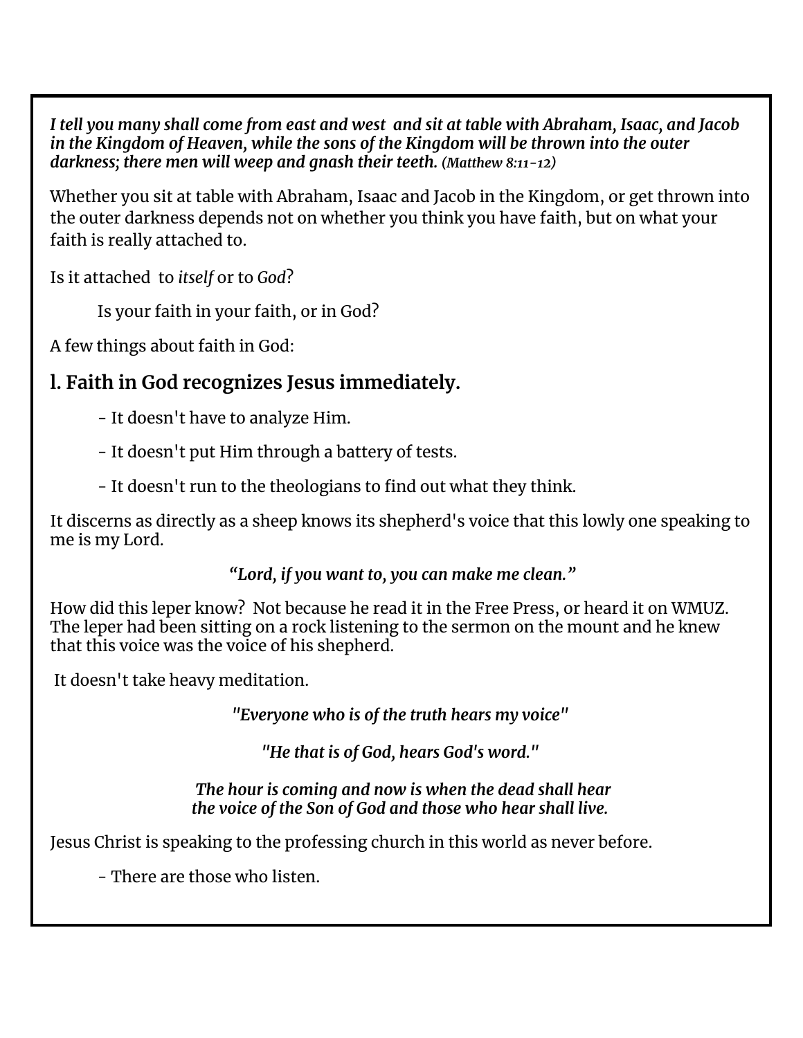***I tell you many shall come from east and west and sit at table with Abraham, Isaac, and Jacob in the Kingdom of Heaven, while the sons of the Kingdom will be thrown into the outer darkness; there men will weep and gnash their teeth.*** ***(Matthew 8:11-12)***

Whether you sit at table with Abraham, Isaac and Jacob in the Kingdom, or get thrown into the outer darkness depends not on whether you think you have faith, but on what your faith is really attached to.

Is it attached to *itself* or to *God*?

Is your faith in your faith, or in God?

A few things about faith in God:

## l. Faith in God recognizes Jesus immediately.

- It doesn't have to analyze Him.
- It doesn't put Him through a battery of tests.
- It doesn't run to the theologians to find out what they think.

It discerns as directly as a sheep knows its shepherd's voice that this lowly one speaking to me is my Lord.

***"Lord, if you want to, you can make me clean."***

How did this leper know? Not because he read it in the Free Press, or heard it on WMUZ. The leper had been sitting on a rock listening to the sermon on the mount and he knew that this voice was the voice of his shepherd.

It doesn't take heavy meditation.

***"Everyone who is of the truth hears my voice"***

***"He that is of God, hears God's word."***

***The hour is coming and now is when the dead shall hear the voice of the Son of God and those who hear shall live.***

Jesus Christ is speaking to the professing church in this world as never before.

- There are those who listen.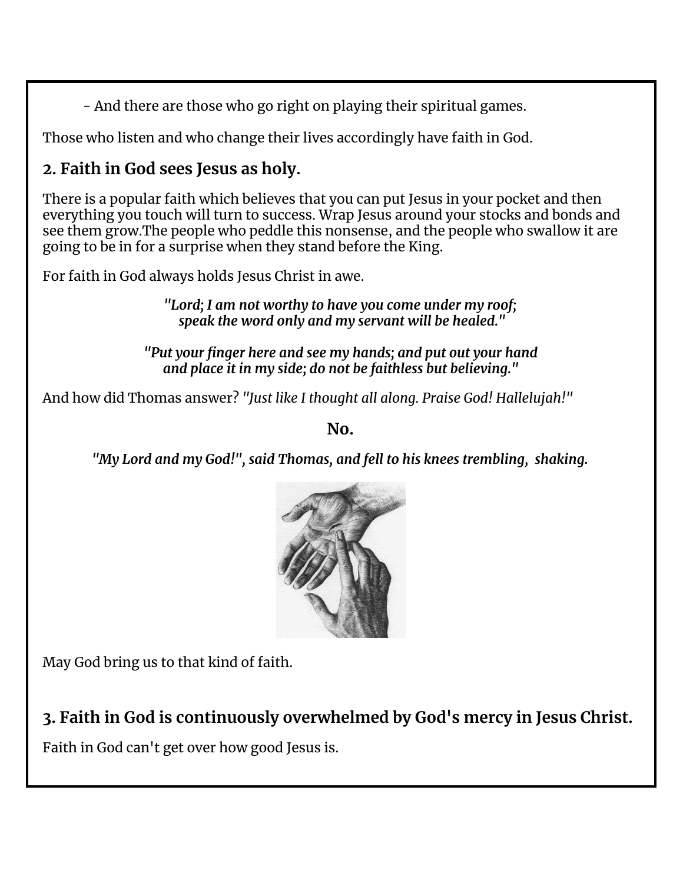- And there are those who go right on playing their spiritual games.

Those who listen and who change their lives accordingly have faith in God.

## 2. Faith in God sees Jesus as holy.

There is a popular faith which believes that you can put Jesus in your pocket and then everything you touch will turn to success. Wrap Jesus around your stocks and bonds and see them grow.The people who peddle this nonsense, and the people who swallow it are going to be in for a surprise when they stand before the King.

For faith in God always holds Jesus Christ in awe.

***"Lord; I am not worthy to have you come under my roof; speak the word only and my servant will be healed."***

***"Put your finger here and see my hands; and put out your hand and place it in my side; do not be faithless but believing."***

And how did Thomas answer? *"Just like I thought all along. Praise God! Hallelujah!"*

**No.**

***"My Lord and my God!", said Thomas, and fell to his knees trembling, shaking.***

May God bring us to that kind of faith.

## 3. Faith in God is continuously overwhelmed by God's mercy in Jesus Christ.

Faith in God can't get over how good Jesus is.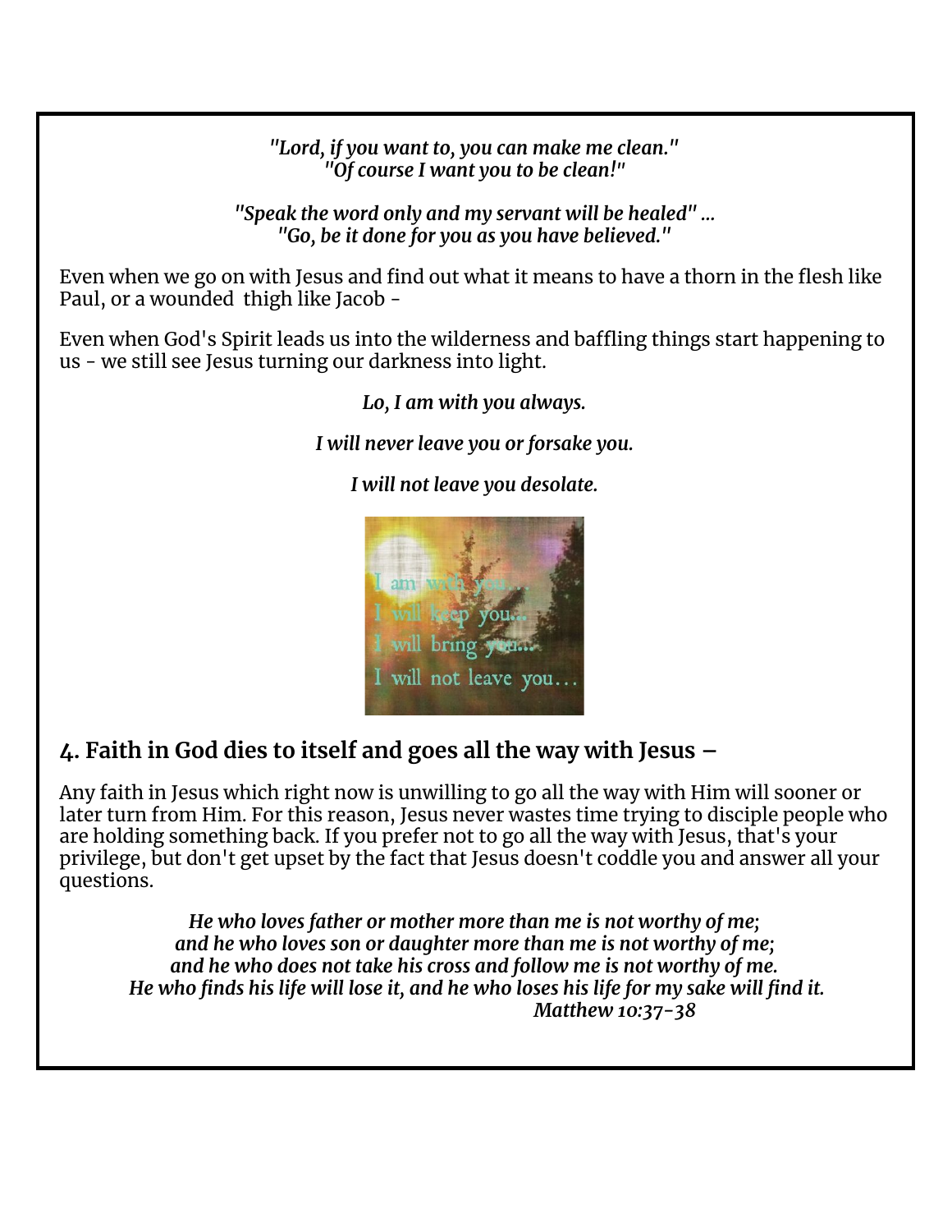*"Lord, if you want to, you can make me clean."*
*"Of course I want you to be clean!"*

*"Speak the word only and my servant will be healed" ...*
*"Go, be it done for you as you have believed."*

Even when we go on with Jesus and find out what it means to have a thorn in the flesh like Paul, or a wounded thigh like Jacob -

Even when God's Spirit leads us into the wilderness and baffling things start happening to us - we still see Jesus turning our darkness into light.

*Lo, I am with you always.*

*I will never leave you or forsake you.*

*I will not leave you desolate.*

## 4. Faith in God dies to itself and goes all the way with Jesus –

Any faith in Jesus which right now is unwilling to go all the way with Him will sooner or later turn from Him. For this reason, Jesus never wastes time trying to disciple people who are holding something back. If you prefer not to go all the way with Jesus, that's your privilege, but don't get upset by the fact that Jesus doesn't coddle you and answer all your questions.

***He who loves father or mother more than me is not worthy of me;***
***and he who loves son or daughter more than me is not worthy of me;***
***and he who does not take his cross and follow me is not worthy of me.***
***He who finds his life will lose it, and he who loses his life for my sake will find it.***
***Matthew 10:37-38***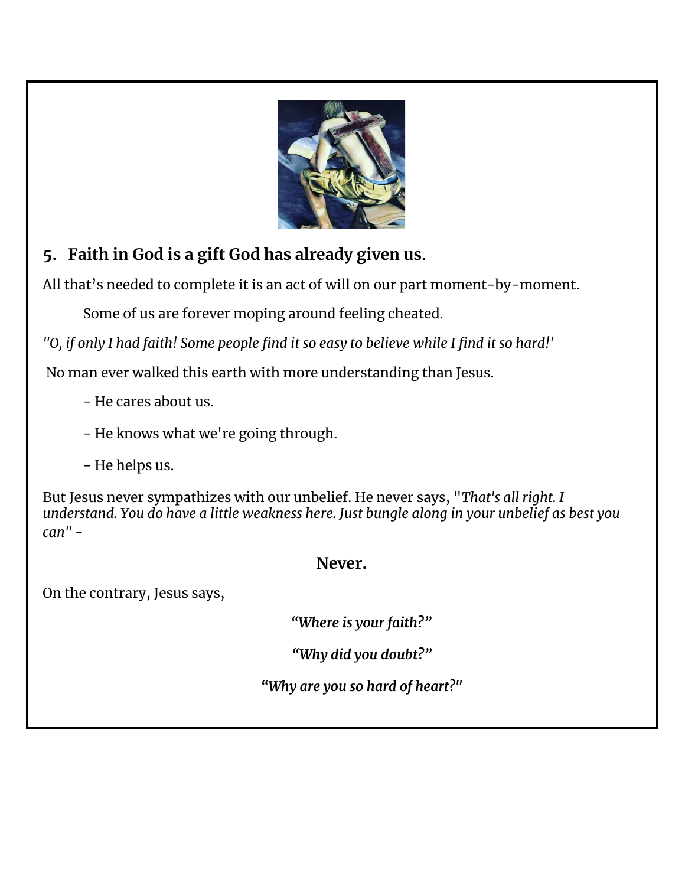## 5. Faith in God is a gift God has already given us.

All that's needed to complete it is an act of will on our part moment-by-moment.

Some of us are forever moping around feeling cheated.

*"O, if only I had faith! Some people find it so easy to believe while I find it so hard!'*

No man ever walked this earth with more understanding than Jesus.

- He cares about us.
- He knows what we're going through.
- He helps us.

But Jesus never sympathizes with our unbelief. He never says, "*That's all right. I understand. You do have a little weakness here. Just bungle along in your unbelief as best you can"* -

**Never.**

On the contrary, Jesus says,

*"Where is your faith?"*

*"Why did you doubt?"*

*"Why are you so hard of heart?"*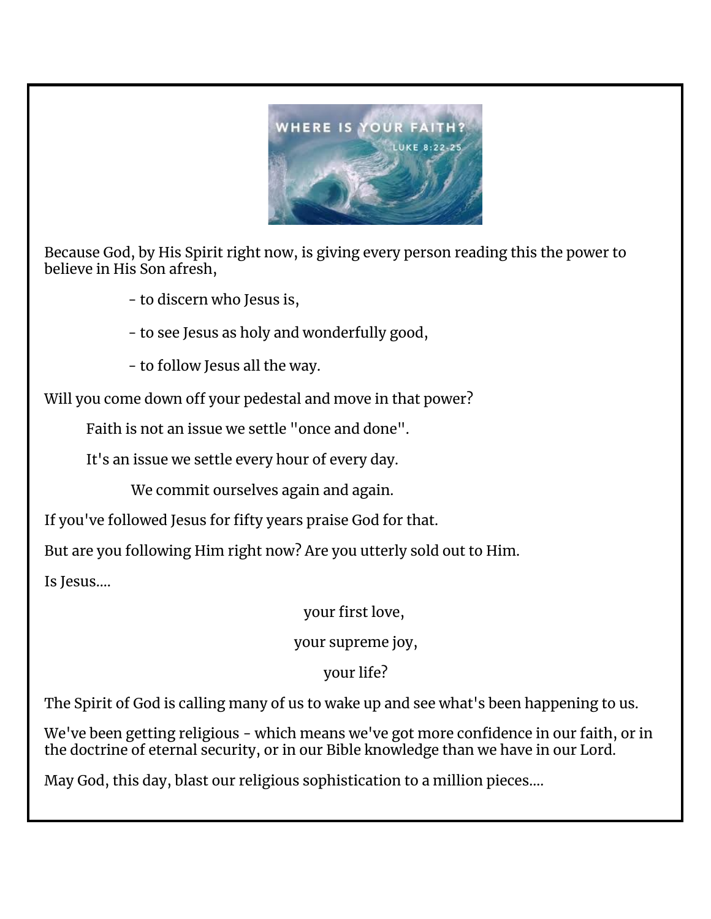Because God, by His Spirit right now, is giving every person reading this the power to believe in His Son afresh,

- to discern who Jesus is,
- to see Jesus as holy and wonderfully good,
- to follow Jesus all the way.

Will you come down off your pedestal and move in that power?

Faith is not an issue we settle "once and done".

It's an issue we settle every hour of every day.

We commit ourselves again and again.

If you've followed Jesus for fifty years praise God for that.

But are you following Him right now? Are you utterly sold out to Him.

Is Jesus....

your first love,

your supreme joy,

your life?

The Spirit of God is calling many of us to wake up and see what's been happening to us.

We've been getting religious - which means we've got more confidence in our faith, or in the doctrine of eternal security, or in our Bible knowledge than we have in our Lord.

May God, this day, blast our religious sophistication to a million pieces....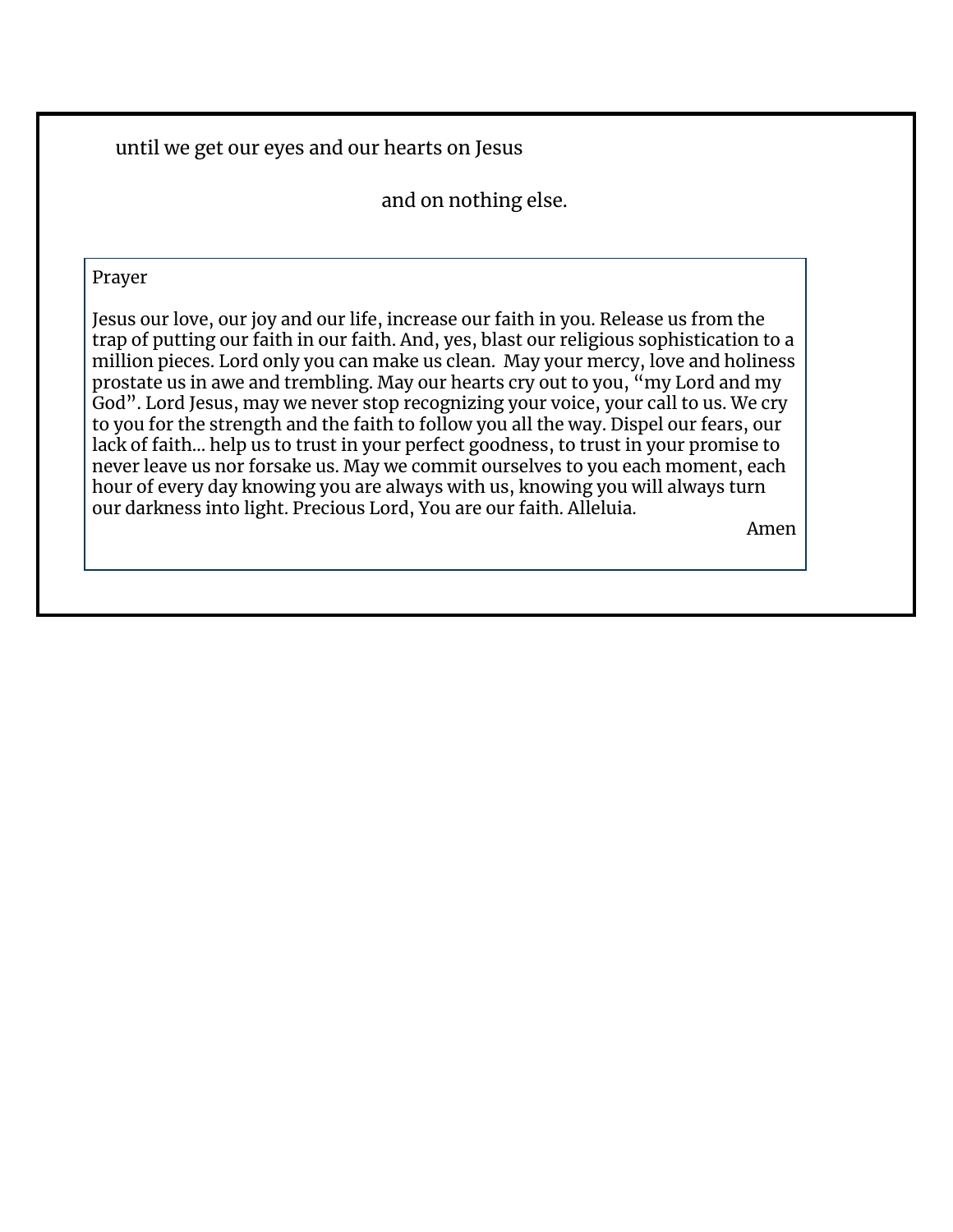until we get our eyes and our hearts on Jesus

and on nothing else.

Prayer

Jesus our love, our joy and our life, increase our faith in you. Release us from the trap of putting our faith in our faith. And, yes, blast our religious sophistication to a million pieces. Lord only you can make us clean.  May your mercy, love and holiness prostate us in awe and trembling. May our hearts cry out to you, "my Lord and my God". Lord Jesus, may we never stop recognizing your voice, your call to us. We cry to you for the strength and the faith to follow you all the way. Dispel our fears, our lack of faith... help us to trust in your perfect goodness, to trust in your promise to never leave us nor forsake us. May we commit ourselves to you each moment, each hour of every day knowing you are always with us, knowing you will always turn our darkness into light. Precious Lord, You are our faith. Alleluia.

Amen